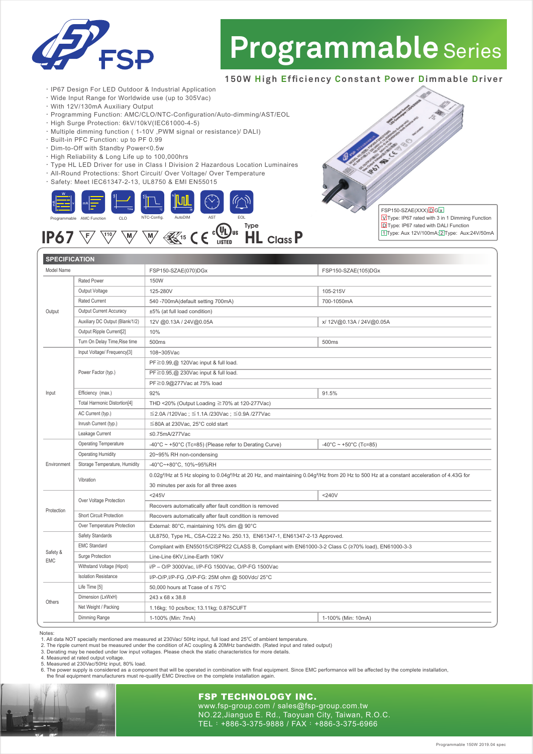# FSP

# Programmable Series

## 150W High Efficiency Constant Power Dimmable Driver

- IP67 Design For LED Outdoor & Industrial Application
- Wide Input Range for Worldwide use (up to 305Vac)
- With 12V/130mA Auxiliary Output
- Programming Function: AMC/CLO/NTC-Configuration/Auto-dimming/AST/EOL
- High Surge Protection: 6kV/10kV(IEC61000-4-5)
- Multiple dimming function ( 1-10V ,PWM signal or resistance)/ DALI)
- Built-in PFC Function: up to PF 0.99
- Dim-to-Off with Standby Power<0.5w
- High Reliability & Long Life up to 100,000hrs
- Type HL LED Driver for use in Class I Division 2 Hazardous Location Luminaires
- All-Round Protections: Short Circuit/ Over Voltage/ Over Temperature
- Safety: Meet IEC61347-2-13, UL8750 & EMI EN55015

Programmable AMC Function CLO NTC-Config. AutoDIM AST EOL

IP67 Type HL Class P

FSP150-SZAE(XXX)DGx
V Type: IP67 rated with 3 in 1 Dimming Function
D Type: IP67 rated with DALI Function
1 Type: Aux 12V/100mA; 2 Type: Aux:24V/50mA

## SPECIFICATION

| Model Name | | FSP150-SZAE(070)DGx | FSP150-SZAE(105)DGx |
|---|---|---|---|
| Output | Rated Power | 150W | |
| | Output Voltage | 125-280V | 105-215V |
| | Rated Current | 540 -700mA(default setting 700mA) | 700-1050mA |
| | Output Current Accuracy | ±5% (at full load condition) | |
| | Auxiliary DC Output (Blank/1/2) | 12V @0.13A / 24V@0.05A | x/ 12V@0.13A / 24V@0.05A |
| | Output Ripple Current[2] | 10% | |
| | Turn On Delay Time,Rise time | 500ms | 500ms |
| Input | Input Voltage/ Frequency[3] | 108~305Vac | |
| | Power Factor (typ.) | PF≧0.99,@ 120Vac input & full load. | |
| | | PF≧0.95,@ 230Vac input & full load. | |
| | | PF≧0.9@277Vac at 75% load | |
| | Efficiency (max.) | 92% | 91.5% |
| | Total Harmonic Distortion[4] | THD <20% (Output Loading ≧70% at 120-277Vac) | |
| | AC Current (typ.) | ≦2.0A /120Vac ; ≦1.1A /230Vac ; ≦0.9A /277Vac | |
| | Inrush Current (typ.) | ≦80A at 230Vac, 25°C cold start | |
| | Leakage Current | ≤0.75mA/277Vac | |
| Environment | Operating Temperature | -40°C ~ +50°C (Tc=85) (Please refer to Derating Curve) | -40°C ~ +50°C (Tc=85) |
| | Operating Humidity | 20~95% RH non-condensing | |
| | Storage Temperature, Humidity | -40°C~+80°C, 10%~95%RH | |
| | Vibration | 0.02g²/Hz at 5 Hz sloping to 0.04g²/Hz at 20 Hz, and maintaining 0.04g²/Hz from 20 Hz to 500 Hz at a constant acceleration of 4.43G for 30 minutes per axis for all three axes | |
| Protection | Over Voltage Protection | <245V | <240V |
| | | Recovers automatically after fault condition is removed | |
| | Short Circuit Protection | Recovers automatically after fault condition is removed | |
| | Over Temperature Protection | External: 80°C, maintaining 10% dim @ 90°C | |
| Safety & EMC | Safety Standards | UL8750, Type HL, CSA-C22.2 No. 250.13, EN61347-1, EN61347-2-13 Approved. | |
| | EMC Standard | Compliant with EN55015/CISPR22 CLASS B, Compliant with EN61000-3-2 Class C (≥70% load), EN61000-3-3 | |
| | Surge Protection | Line-Line 6KV,Line-Earth 10KV | |
| | Withstand Voltage (Hipot) | I/P – O/P 3000Vac, I/P-FG 1500Vac, O/P-FG 1500Vac | |
| | Isolation Resistance | I/P-O/P,I/P-FG ,O/P-FG: 25M ohm @ 500Vdc/ 25°C | |
| Others | Life Time [5] | 50,000 hours at Tcase of ≤ 75°C | |
| | Dimension (LxWxH) | 243 x 68 x 38.8 | |
| | Net Weight / Packing | 1.16kg; 10 pcs/box; 13.11kg; 0.875CUFT | |
| | Dimming Range | 1-100% (Min: 7mA) | 1-100% (Min: 10mA) |

Notes:
1. All data NOT specially mentioned are measured at 230Vac/ 50Hz input, full load and 25℃ of ambient temperature.
2. The ripple current must be measured under the condition of AC coupling & 20MHz bandwidth. (Rated input and rated output)
3. Derating may be needed under low input voltages. Please check the static characteristics for more details.
4. Measured at rated output voltage.
5. Measured at 230Vac/50Hz input, 80% load.
6. The power supply is considered as a component that will be operated in combination with final equipment. Since EMC performance will be affected by the complete installation, the final equipment manufacturers must re-qualify EMC Directive on the complete installation again.

**FSP TECHNOLOGY INC.**
www.fsp-group.com / sales@fsp-group.com.tw
NO.22,Jianguo E. Rd., Taoyuan City, Taiwan, R.O.C.
TEL：+886-3-375-9888 / FAX：+886-3-375-6966

Programmable 150W 2019.04 spec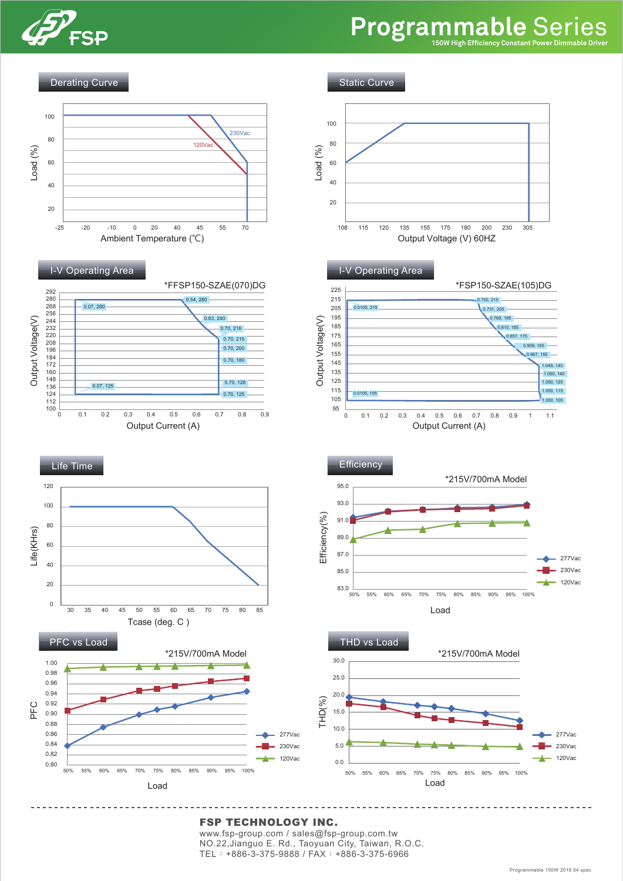# Programmable Series

150W High Efficiency Constant Power Dimmable Driver

## Derating Curve

Load (%)

100, 80, 60, 40, 20

-25, -20, -10, 0, 20, 40, 45, 55, 70

230Vac

120Vac

Ambient Temperature (℃)

## Static Curve

Load (%)

100, 80, 60, 40, 20

108, 115, 120, 135, 155, 175, 180, 200, 230, 305

Output Voltage (V) 60HZ

## I-V Operating Area

*FFSP150-SZAE(070)DG

Output Voltage(V)

Output Current (A)

0.07, 280 · 0.54, 280 · 0.63, 240 · 0.70, 216 · 0.70, 215 · 0.70, 200 · 0.70, 180 · 0.70, 128 · 0.70, 125 · 0.07, 125

## I-V Operating Area

*FSP150-SZAE(105)DG

Output Voltage(V)

Output Current (A)

0.0105, 215 · 0.700, 215 · 0.731, 205 · 0.769, 195 · 0.810, 185 · 0.857, 175 · 0.909, 165 · 0.967, 155 · 1.049, 143 · 1.050, 140 · 1.050, 125 · 1.050, 115 · 1.050, 105 · 0.0105, 105

## Life Time

Life(KHrs)

Tcase (deg. C )

## Efficiency

*215V/700mA Model

Efficiency(%)

Load

277Vac · 230Vac · 120Vac

## PFC vs Load

*215V/700mA Model

PFC

Load

277Vac · 230Vac · 120Vac

## THD vs Load

*215V/700mA Model

THD(%)

Load

277Vac · 230Vac · 120Vac

---

**FSP TECHNOLOGY INC.**

www.fsp-group.com / sales@fsp-group.com.tw

NO.22,Jianguo E. Rd., Taoyuan City, Taiwan, R.O.C.

TEL：+886-3-375-9888 / FAX：+886-3-375-6966

Programmable 150W 2019.04 spec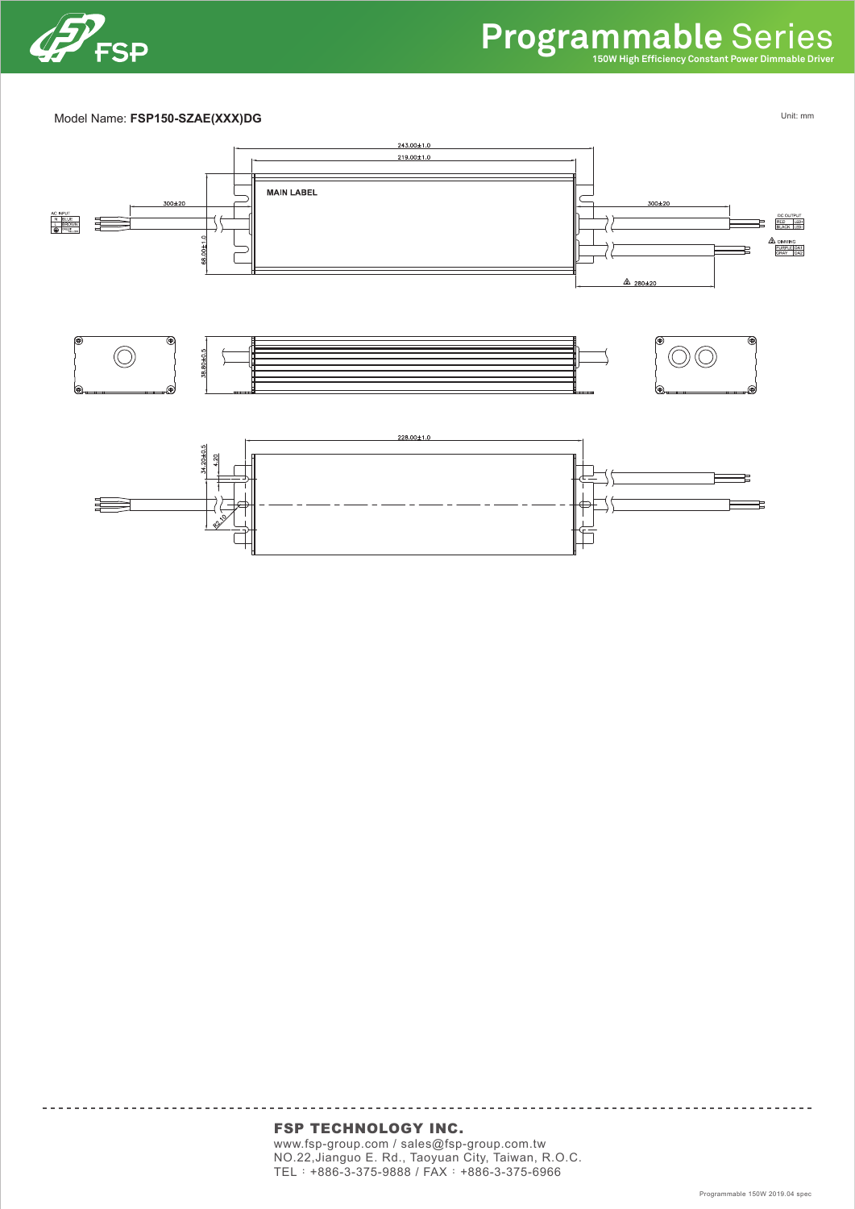Model Name: **FSP150-SZAE(XXX)DG**

Unit: mm

243.00±1.0

219.00±1.0

MAIN LABEL

300±20

300±20

AC INPUT

| | |
|---|---|
| N | BLUE |
| L | BROWN |
| ⏚ | GREEN YELLOW |

DC OUTPUT

| | |
|---|---|
| RED | LED+ |
| BLACK | LED- |

DIMMING

| | |
|---|---|
| PURPLE | DA1 |
| GRAY | DA2 |

68.00±1.0

280±20

38.80±0.5

228.00±1.0

34.20±0.5

4.20

R2.10

**FSP TECHNOLOGY INC.**

www.fsp-group.com / sales@fsp-group.com.tw
NO.22,Jianguo E. Rd., Taoyuan City, Taiwan, R.O.C.
TEL：+886-3-375-9888 / FAX：+886-3-375-6966